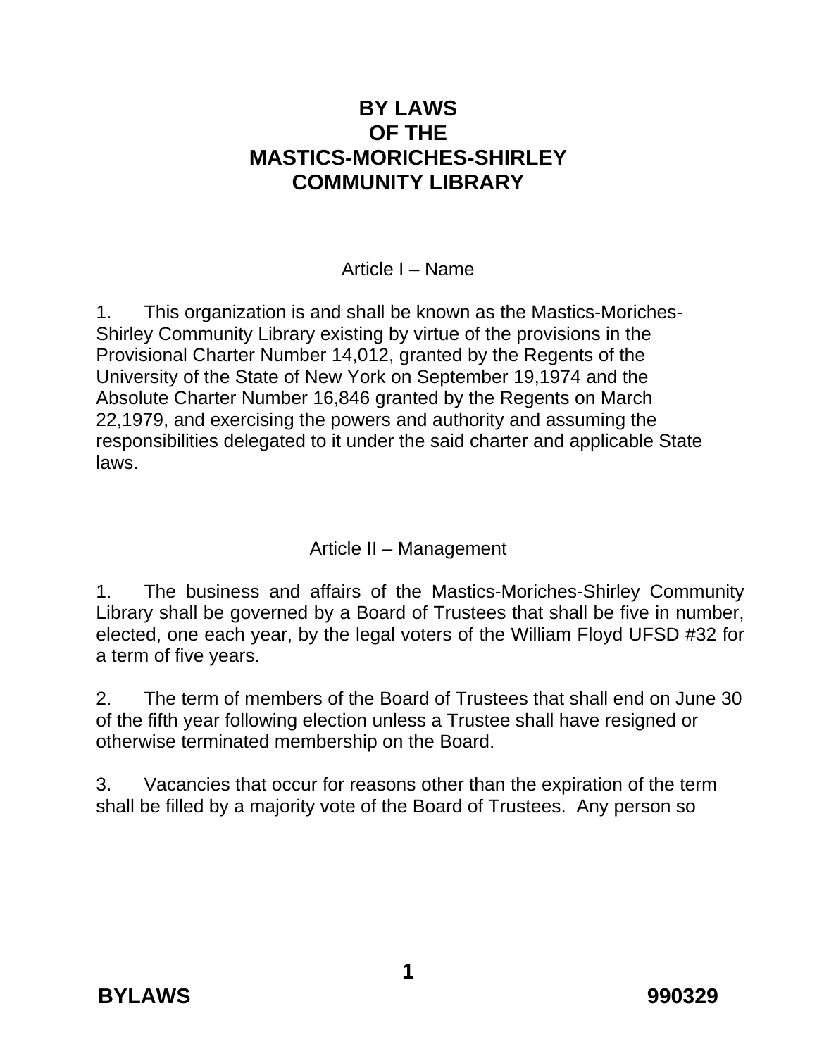# BY LAWS OF THE MASTICS-MORICHES-SHIRLEY COMMUNITY LIBRARY

## Article I – Name

1. This organization is and shall be known as the Mastics-Moriches-Shirley Community Library existing by virtue of the provisions in the Provisional Charter Number 14,012, granted by the Regents of the University of the State of New York on September 19,1974 and the Absolute Charter Number 16,846 granted by the Regents on March 22,1979, and exercising the powers and authority and assuming the responsibilities delegated to it under the said charter and applicable State laws.

## Article II – Management

1. The business and affairs of the Mastics-Moriches-Shirley Community Library shall be governed by a Board of Trustees that shall be five in number, elected, one each year, by the legal voters of the William Floyd UFSD #32 for a term of five years.

2. The term of members of the Board of Trustees that shall end on June 30 of the fifth year following election unless a Trustee shall have resigned or otherwise terminated membership on the Board.

3. Vacancies that occur for reasons other than the expiration of the term shall be filled by a majority vote of the Board of Trustees. Any person so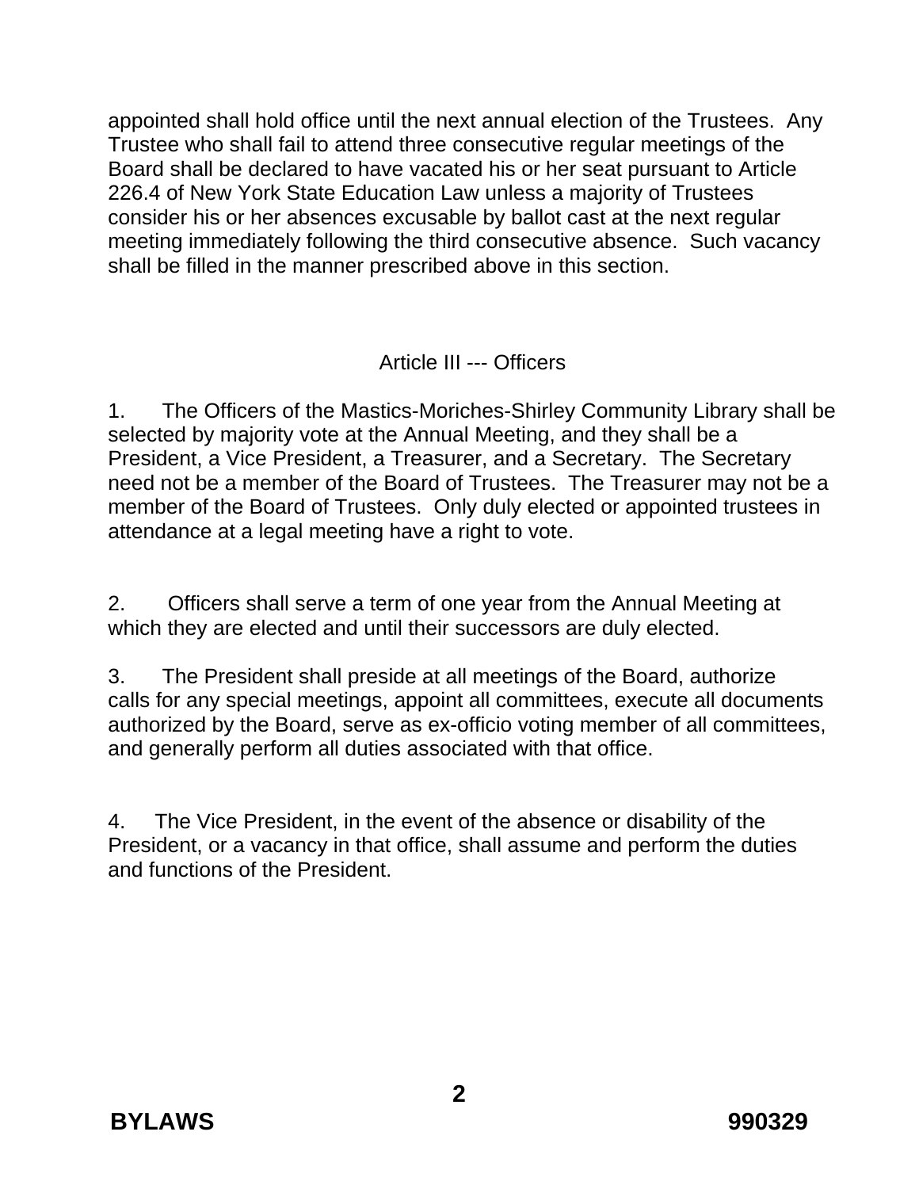appointed shall hold office until the next annual election of the Trustees. Any Trustee who shall fail to attend three consecutive regular meetings of the Board shall be declared to have vacated his or her seat pursuant to Article 226.4 of New York State Education Law unless a majority of Trustees consider his or her absences excusable by ballot cast at the next regular meeting immediately following the third consecutive absence. Such vacancy shall be filled in the manner prescribed above in this section.

## Article III --- Officers

1. The Officers of the Mastics-Moriches-Shirley Community Library shall be selected by majority vote at the Annual Meeting, and they shall be a President, a Vice President, a Treasurer, and a Secretary. The Secretary need not be a member of the Board of Trustees. The Treasurer may not be a member of the Board of Trustees. Only duly elected or appointed trustees in attendance at a legal meeting have a right to vote.

2. Officers shall serve a term of one year from the Annual Meeting at which they are elected and until their successors are duly elected.

3. The President shall preside at all meetings of the Board, authorize calls for any special meetings, appoint all committees, execute all documents authorized by the Board, serve as ex-officio voting member of all committees, and generally perform all duties associated with that office.

4. The Vice President, in the event of the absence or disability of the President, or a vacancy in that office, shall assume and perform the duties and functions of the President.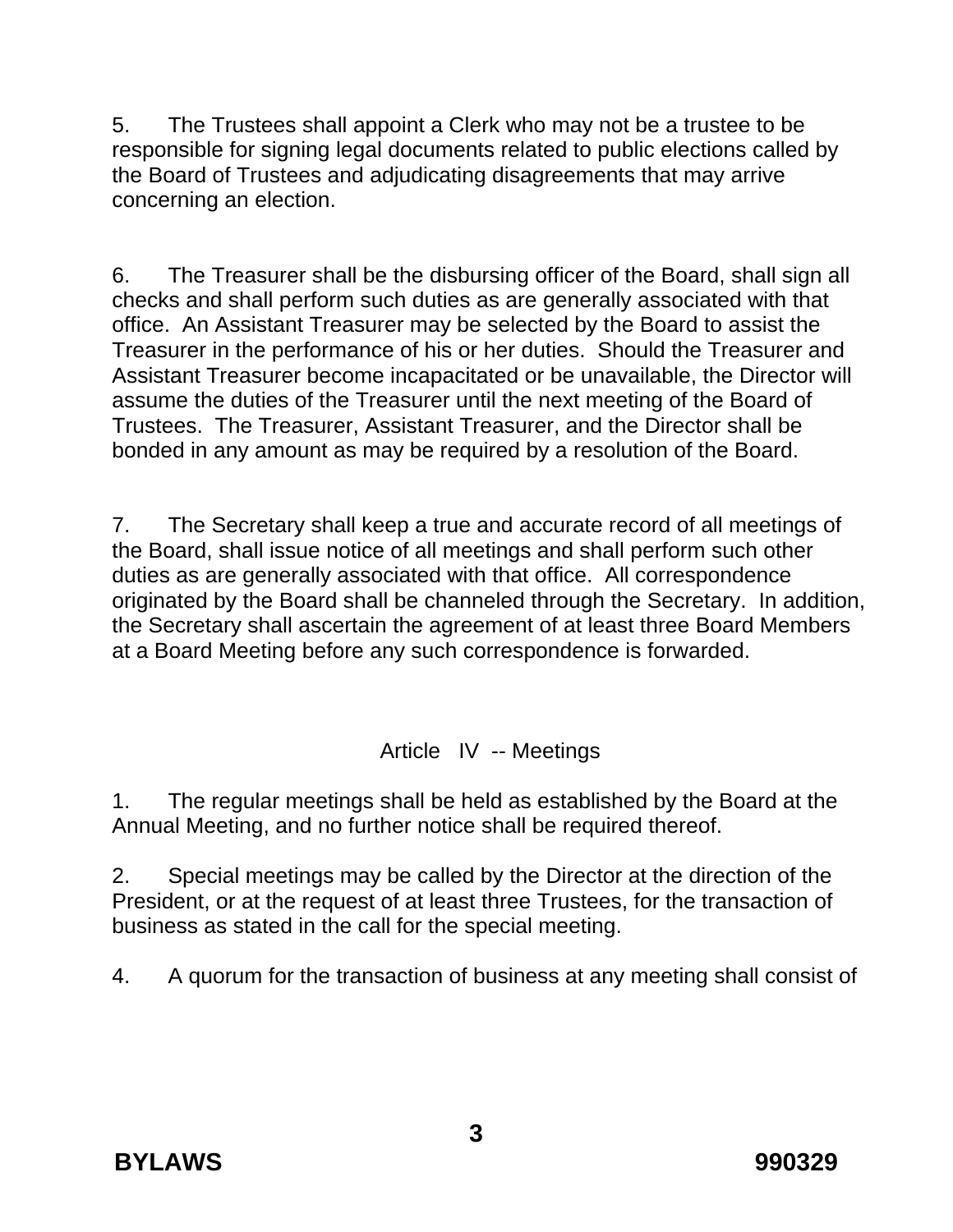5. The Trustees shall appoint a Clerk who may not be a trustee to be responsible for signing legal documents related to public elections called by the Board of Trustees and adjudicating disagreements that may arrive concerning an election.

6. The Treasurer shall be the disbursing officer of the Board, shall sign all checks and shall perform such duties as are generally associated with that office. An Assistant Treasurer may be selected by the Board to assist the Treasurer in the performance of his or her duties. Should the Treasurer and Assistant Treasurer become incapacitated or be unavailable, the Director will assume the duties of the Treasurer until the next meeting of the Board of Trustees. The Treasurer, Assistant Treasurer, and the Director shall be bonded in any amount as may be required by a resolution of the Board.

7. The Secretary shall keep a true and accurate record of all meetings of the Board, shall issue notice of all meetings and shall perform such other duties as are generally associated with that office. All correspondence originated by the Board shall be channeled through the Secretary. In addition, the Secretary shall ascertain the agreement of at least three Board Members at a Board Meeting before any such correspondence is forwarded.

## Article IV -- Meetings

1. The regular meetings shall be held as established by the Board at the Annual Meeting, and no further notice shall be required thereof.

2. Special meetings may be called by the Director at the direction of the President, or at the request of at least three Trustees, for the transaction of business as stated in the call for the special meeting.

4. A quorum for the transaction of business at any meeting shall consist of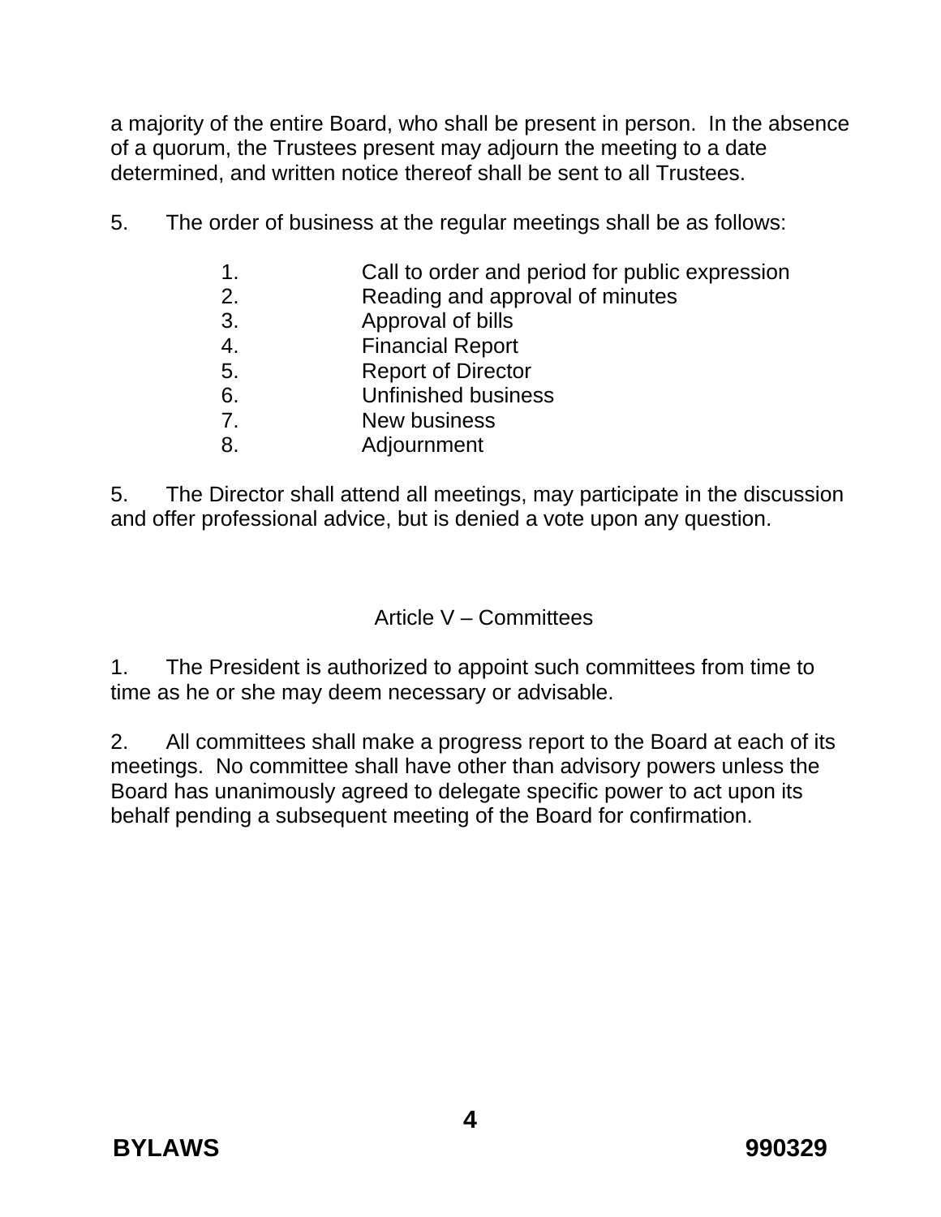a majority of the entire Board, who shall be present in person. In the absence of a quorum, the Trustees present may adjourn the meeting to a date determined, and written notice thereof shall be sent to all Trustees.

5. The order of business at the regular meetings shall be as follows:

    1. Call to order and period for public expression
    2. Reading and approval of minutes
    3. Approval of bills
    4. Financial Report
    5. Report of Director
    6. Unfinished business
    7. New business
    8. Adjournment

5. The Director shall attend all meetings, may participate in the discussion and offer professional advice, but is denied a vote upon any question.

## Article V – Committees

1. The President is authorized to appoint such committees from time to time as he or she may deem necessary or advisable.

2. All committees shall make a progress report to the Board at each of its meetings. No committee shall have other than advisory powers unless the Board has unanimously agreed to delegate specific power to act upon its behalf pending a subsequent meeting of the Board for confirmation.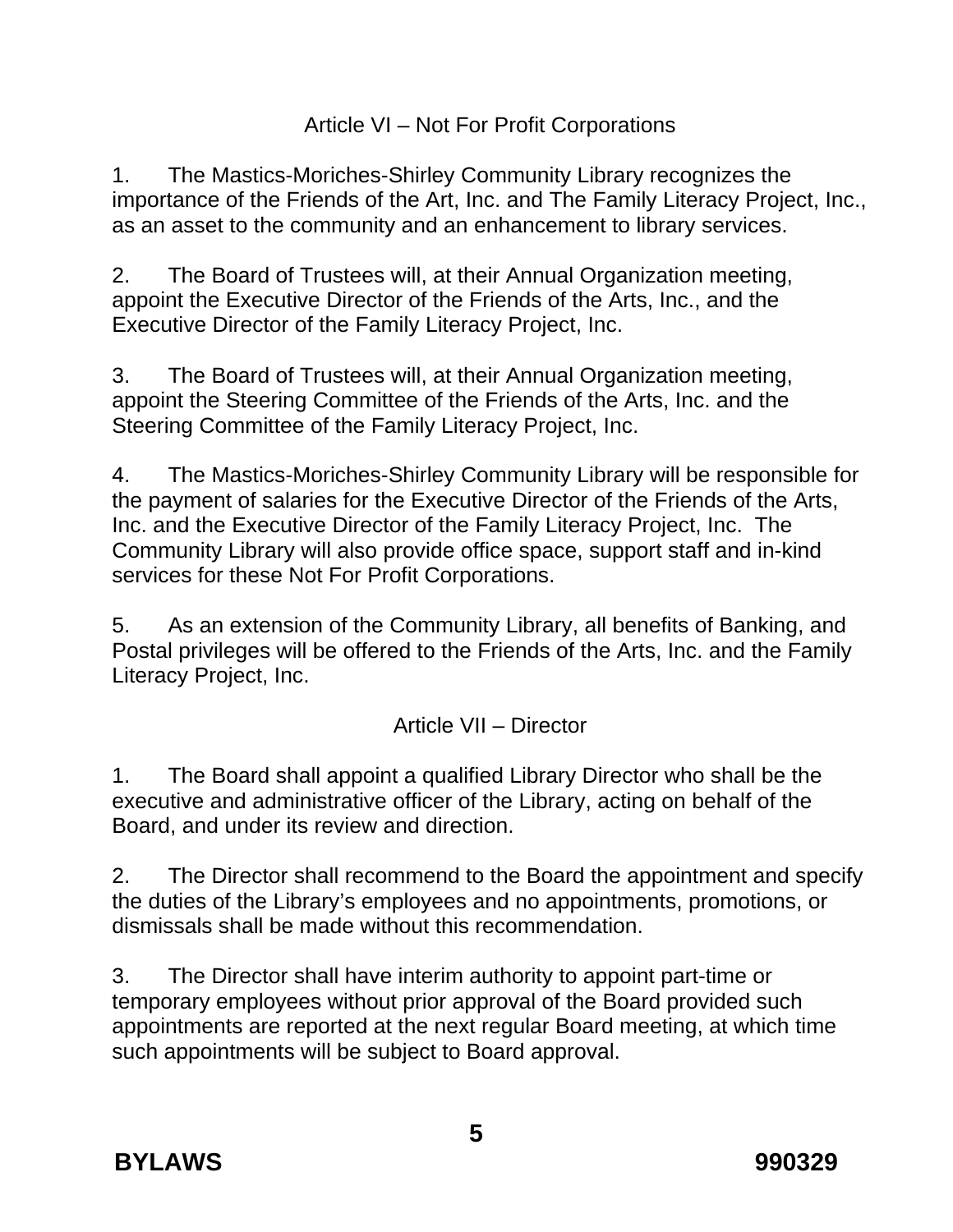## Article VI – Not For Profit Corporations

1. The Mastics-Moriches-Shirley Community Library recognizes the importance of the Friends of the Art, Inc. and The Family Literacy Project, Inc., as an asset to the community and an enhancement to library services.

2. The Board of Trustees will, at their Annual Organization meeting, appoint the Executive Director of the Friends of the Arts, Inc., and the Executive Director of the Family Literacy Project, Inc.

3. The Board of Trustees will, at their Annual Organization meeting, appoint the Steering Committee of the Friends of the Arts, Inc. and the Steering Committee of the Family Literacy Project, Inc.

4. The Mastics-Moriches-Shirley Community Library will be responsible for the payment of salaries for the Executive Director of the Friends of the Arts, Inc. and the Executive Director of the Family Literacy Project, Inc. The Community Library will also provide office space, support staff and in-kind services for these Not For Profit Corporations.

5. As an extension of the Community Library, all benefits of Banking, and Postal privileges will be offered to the Friends of the Arts, Inc. and the Family Literacy Project, Inc.

## Article VII – Director

1. The Board shall appoint a qualified Library Director who shall be the executive and administrative officer of the Library, acting on behalf of the Board, and under its review and direction.

2. The Director shall recommend to the Board the appointment and specify the duties of the Library's employees and no appointments, promotions, or dismissals shall be made without this recommendation.

3. The Director shall have interim authority to appoint part-time or temporary employees without prior approval of the Board provided such appointments are reported at the next regular Board meeting, at which time such appointments will be subject to Board approval.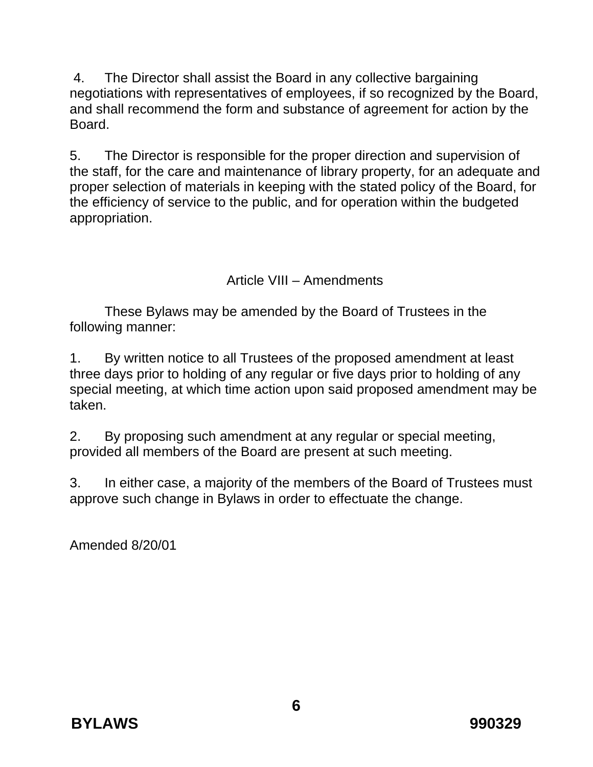4. The Director shall assist the Board in any collective bargaining negotiations with representatives of employees, if so recognized by the Board, and shall recommend the form and substance of agreement for action by the Board.

5. The Director is responsible for the proper direction and supervision of the staff, for the care and maintenance of library property, for an adequate and proper selection of materials in keeping with the stated policy of the Board, for the efficiency of service to the public, and for operation within the budgeted appropriation.

## Article VIII – Amendments

These Bylaws may be amended by the Board of Trustees in the following manner:

1. By written notice to all Trustees of the proposed amendment at least three days prior to holding of any regular or five days prior to holding of any special meeting, at which time action upon said proposed amendment may be taken.

2. By proposing such amendment at any regular or special meeting, provided all members of the Board are present at such meeting.

3. In either case, a majority of the members of the Board of Trustees must approve such change in Bylaws in order to effectuate the change.

Amended 8/20/01